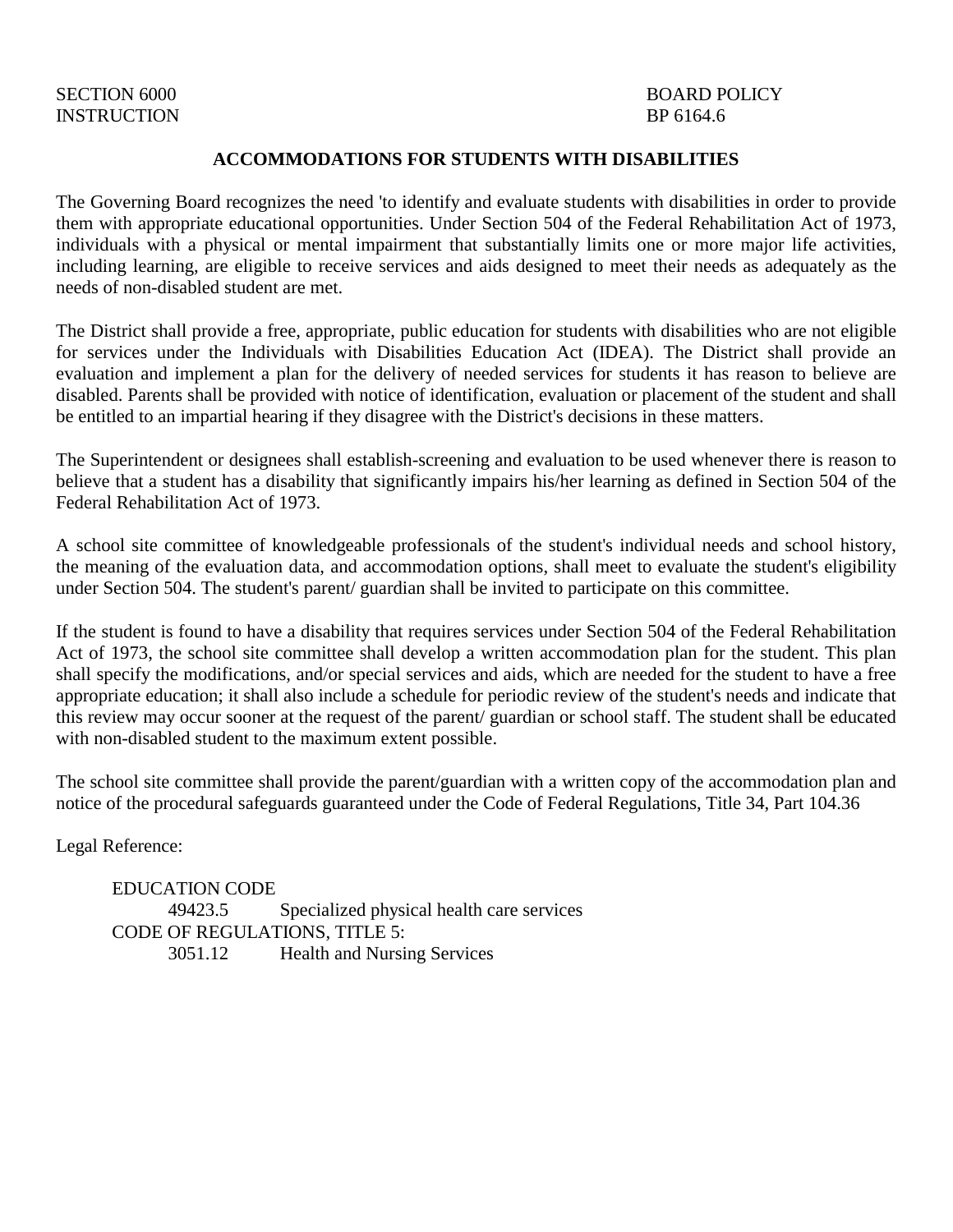SECTION 6000 BOARD POLICY
INSTRUCTION BP 6164.6

## ACCOMMODATIONS FOR STUDENTS WITH DISABILITIES

The Governing Board recognizes the need 'to identify and evaluate students with disabilities in order to provide them with appropriate educational opportunities. Under Section 504 of the Federal Rehabilitation Act of 1973, individuals with a physical or mental impairment that substantially limits one or more major life activities, including learning, are eligible to receive services and aids designed to meet their needs as adequately as the needs of non-disabled student are met.

The District shall provide a free, appropriate, public education for students with disabilities who are not eligible for services under the Individuals with Disabilities Education Act (IDEA). The District shall provide an evaluation and implement a plan for the delivery of needed services for students it has reason to believe are disabled. Parents shall be provided with notice of identification, evaluation or placement of the student and shall be entitled to an impartial hearing if they disagree with the District's decisions in these matters.

The Superintendent or designees shall establish-screening and evaluation to be used whenever there is reason to believe that a student has a disability that significantly impairs his/her learning as defined in Section 504 of the Federal Rehabilitation Act of 1973.

A school site committee of knowledgeable professionals of the student's individual needs and school history, the meaning of the evaluation data, and accommodation options, shall meet to evaluate the student's eligibility under Section 504. The student's parent/ guardian shall be invited to participate on this committee.

If the student is found to have a disability that requires services under Section 504 of the Federal Rehabilitation Act of 1973, the school site committee shall develop a written accommodation plan for the student. This plan shall specify the modifications, and/or special services and aids, which are needed for the student to have a free appropriate education; it shall also include a schedule for periodic review of the student's needs and indicate that this review may occur sooner at the request of the parent/ guardian or school staff. The student shall be educated with non-disabled student to the maximum extent possible.

The school site committee shall provide the parent/guardian with a written copy of the accommodation plan and notice of the procedural safeguards guaranteed under the Code of Federal Regulations, Title 34, Part 104.36

Legal Reference:

EDUCATION CODE
- 49423.5 Specialized physical health care services

CODE OF REGULATIONS, TITLE 5:
- 3051.12 Health and Nursing Services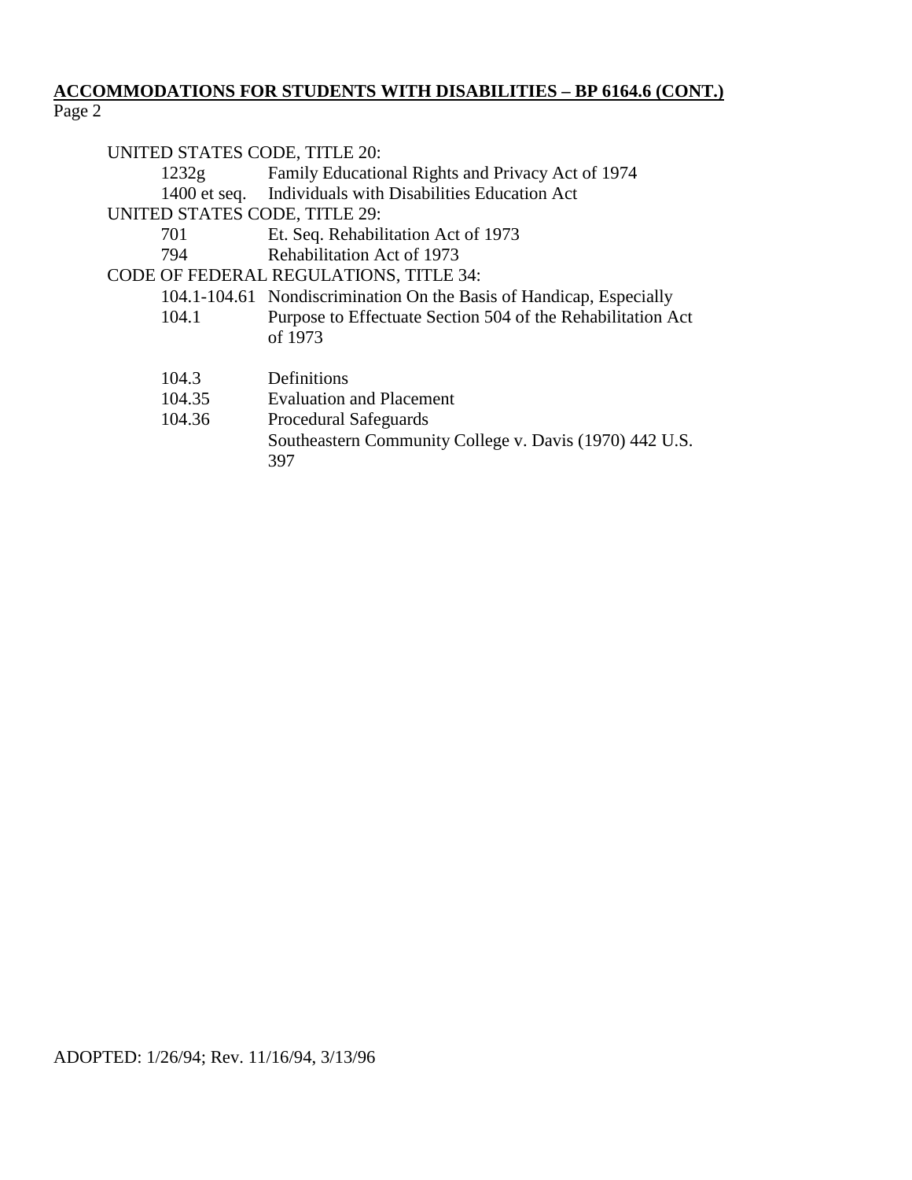**ACCOMMODATIONS FOR STUDENTS WITH DISABILITIES – BP 6164.6 (CONT.)**

UNITED STATES CODE, TITLE 20:

| | |
|---|---|
| 1232g | Family Educational Rights and Privacy Act of 1974 |
| 1400 et seq. | Individuals with Disabilities Education Act |

UNITED STATES CODE, TITLE 29:

| | |
|---|---|
| 701 | Et. Seq. Rehabilitation Act of 1973 |
| 794 | Rehabilitation Act of 1973 |

CODE OF FEDERAL REGULATIONS, TITLE 34:

| | |
|---|---|
| 104.1-104.61 | Nondiscrimination On the Basis of Handicap, Especially |
| 104.1 | Purpose to Effectuate Section 504 of the Rehabilitation Act of 1973 |
| 104.3 | Definitions |
| 104.35 | Evaluation and Placement |
| 104.36 | Procedural Safeguards |
| | Southeastern Community College v. Davis (1970) 442 U.S. 397 |

ADOPTED: 1/26/94; Rev. 11/16/94, 3/13/96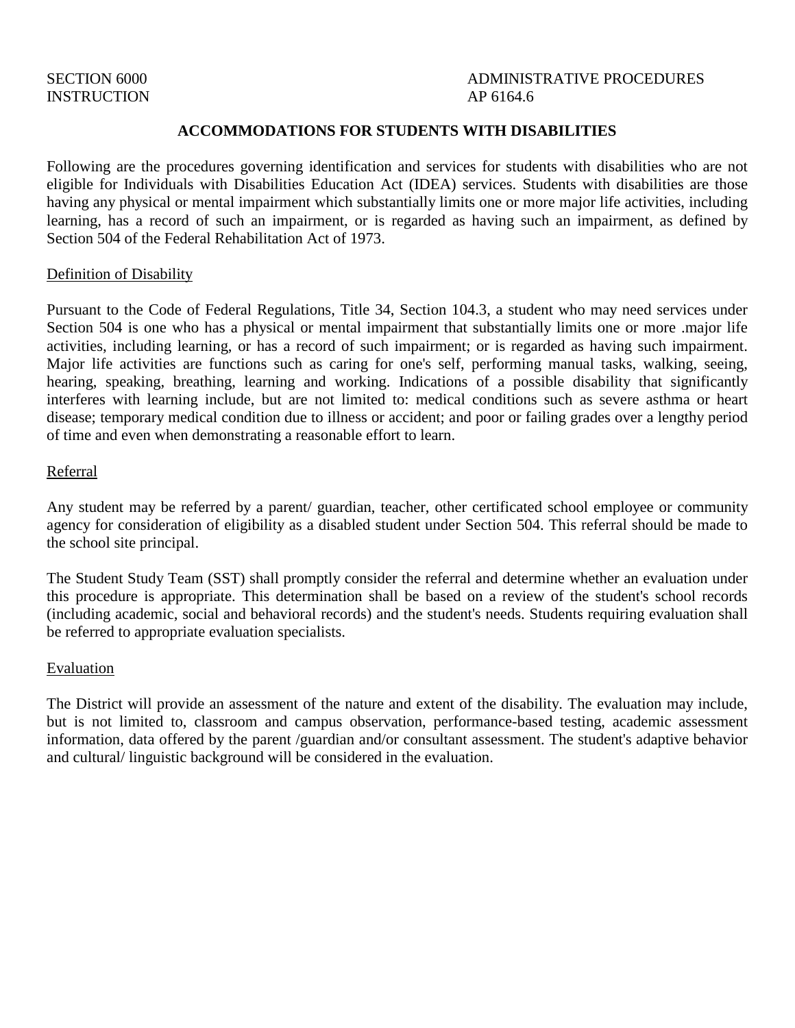SECTION 6000
INSTRUCTION

ADMINISTRATIVE PROCEDURES
AP 6164.6

# ACCOMMODATIONS FOR STUDENTS WITH DISABILITIES

Following are the procedures governing identification and services for students with disabilities who are not eligible for Individuals with Disabilities Education Act (IDEA) services. Students with disabilities are those having any physical or mental impairment which substantially limits one or more major life activities, including learning, has a record of such an impairment, or is regarded as having such an impairment, as defined by Section 504 of the Federal Rehabilitation Act of 1973.

## Definition of Disability

Pursuant to the Code of Federal Regulations, Title 34, Section 104.3, a student who may need services under Section 504 is one who has a physical or mental impairment that substantially limits one or more .major life activities, including learning, or has a record of such impairment; or is regarded as having such impairment. Major life activities are functions such as caring for one's self, performing manual tasks, walking, seeing, hearing, speaking, breathing, learning and working. Indications of a possible disability that significantly interferes with learning include, but are not limited to: medical conditions such as severe asthma or heart disease; temporary medical condition due to illness or accident; and poor or failing grades over a lengthy period of time and even when demonstrating a reasonable effort to learn.

## Referral

Any student may be referred by a parent/ guardian, teacher, other certificated school employee or community agency for consideration of eligibility as a disabled student under Section 504. This referral should be made to the school site principal.

The Student Study Team (SST) shall promptly consider the referral and determine whether an evaluation under this procedure is appropriate. This determination shall be based on a review of the student's school records (including academic, social and behavioral records) and the student's needs. Students requiring evaluation shall be referred to appropriate evaluation specialists.

## Evaluation

The District will provide an assessment of the nature and extent of the disability. The evaluation may include, but is not limited to, classroom and campus observation, performance-based testing, academic assessment information, data offered by the parent /guardian and/or consultant assessment. The student's adaptive behavior and cultural/ linguistic background will be considered in the evaluation.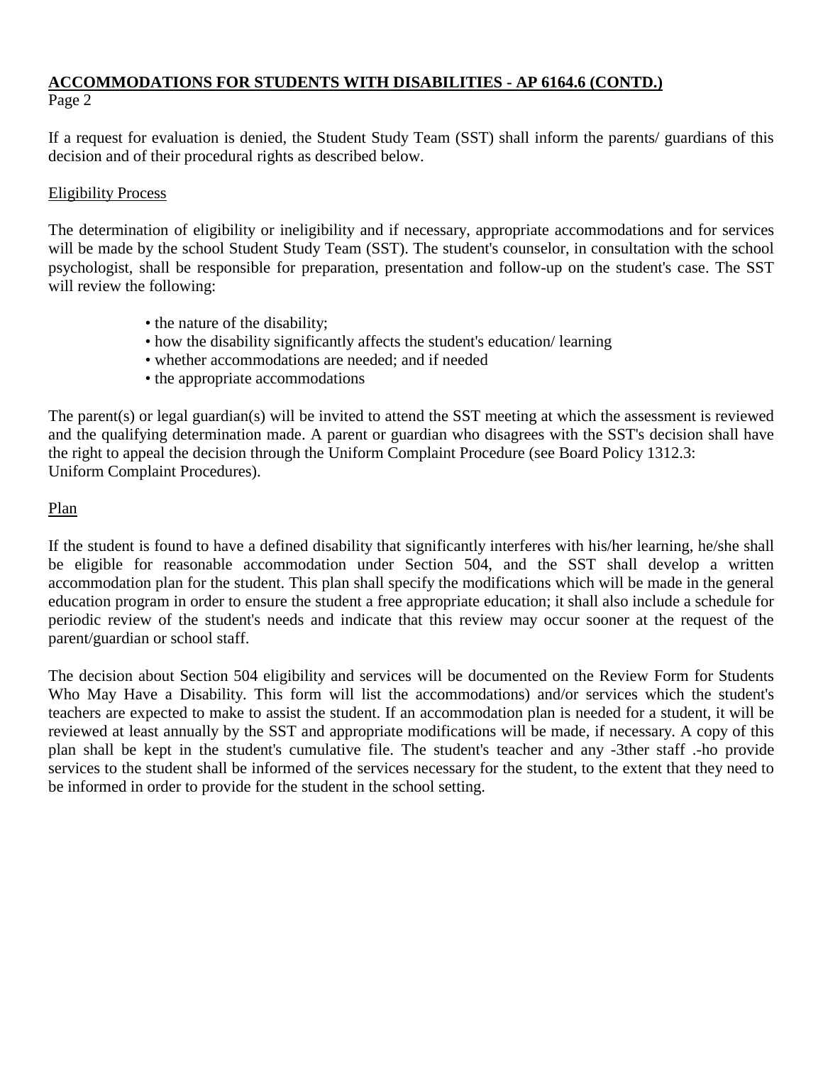**ACCOMMODATIONS FOR STUDENTS WITH DISABILITIES - AP 6164.6 (CONTD.)**
Page 2

If a request for evaluation is denied, the Student Study Team (SST) shall inform the parents/ guardians of this decision and of their procedural rights as described below.

Eligibility Process

The determination of eligibility or ineligibility and if necessary, appropriate accommodations and for services will be made by the school Student Study Team (SST). The student's counselor, in consultation with the school psychologist, shall be responsible for preparation, presentation and follow-up on the student's case. The SST will review the following:

- the nature of the disability;
- how the disability significantly affects the student's education/ learning
- whether accommodations are needed; and if needed
- the appropriate accommodations

The parent(s) or legal guardian(s) will be invited to attend the SST meeting at which the assessment is reviewed and the qualifying determination made. A parent or guardian who disagrees with the SST's decision shall have the right to appeal the decision through the Uniform Complaint Procedure (see Board Policy 1312.3: Uniform Complaint Procedures).

Plan

If the student is found to have a defined disability that significantly interferes with his/her learning, he/she shall be eligible for reasonable accommodation under Section 504, and the SST shall develop a written accommodation plan for the student. This plan shall specify the modifications which will be made in the general education program in order to ensure the student a free appropriate education; it shall also include a schedule for periodic review of the student's needs and indicate that this review may occur sooner at the request of the parent/guardian or school staff.

The decision about Section 504 eligibility and services will be documented on the Review Form for Students Who May Have a Disability. This form will list the accommodations) and/or services which the student's teachers are expected to make to assist the student. If an accommodation plan is needed for a student, it will be reviewed at least annually by the SST and appropriate modifications will be made, if necessary. A copy of this plan shall be kept in the student's cumulative file. The student's teacher and any -3ther staff .-ho provide services to the student shall be informed of the services necessary for the student, to the extent that they need to be informed in order to provide for the student in the school setting.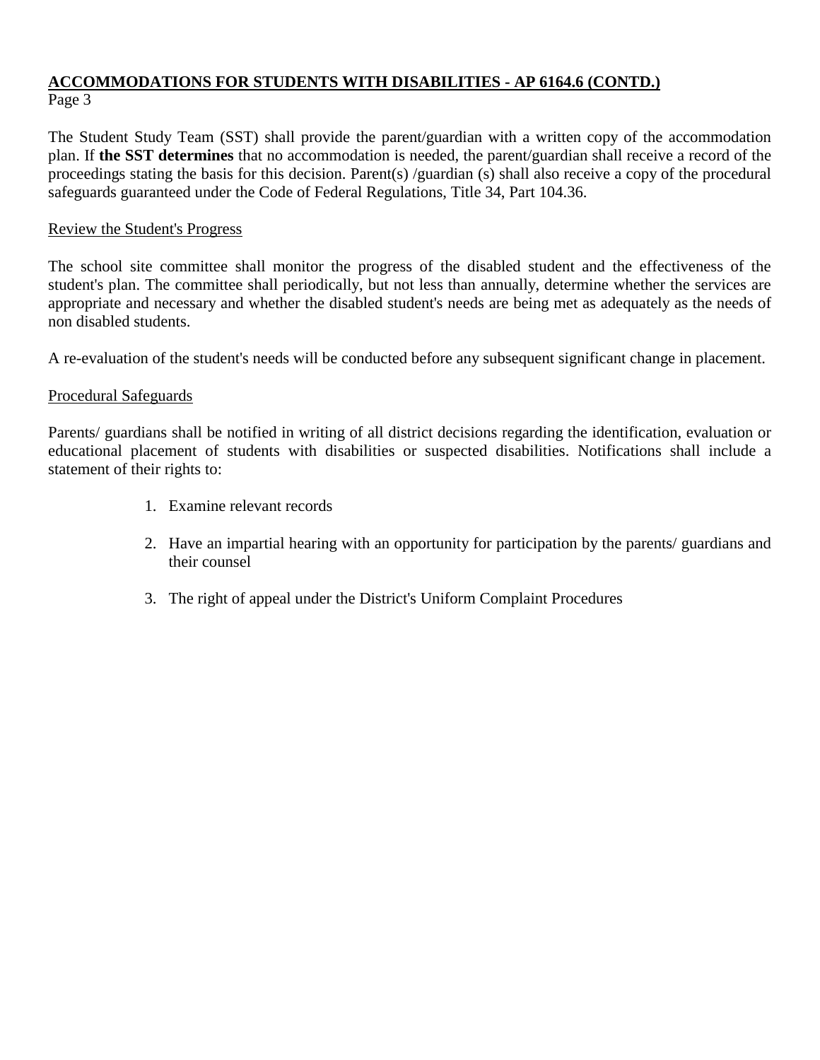**ACCOMMODATIONS FOR STUDENTS WITH DISABILITIES - AP 6164.6 (CONTD.)**
Page 3

The Student Study Team (SST) shall provide the parent/guardian with a written copy of the accommodation plan. If **the SST determines** that no accommodation is needed, the parent/guardian shall receive a record of the proceedings stating the basis for this decision. Parent(s) /guardian (s) shall also receive a copy of the procedural safeguards guaranteed under the Code of Federal Regulations, Title 34, Part 104.36.

Review the Student's Progress

The school site committee shall monitor the progress of the disabled student and the effectiveness of the student's plan. The committee shall periodically, but not less than annually, determine whether the services are appropriate and necessary and whether the disabled student's needs are being met as adequately as the needs of non disabled students.

A re-evaluation of the student's needs will be conducted before any subsequent significant change in placement.

Procedural Safeguards

Parents/ guardians shall be notified in writing of all district decisions regarding the identification, evaluation or educational placement of students with disabilities or suspected disabilities. Notifications shall include a statement of their rights to:

1. Examine relevant records

2. Have an impartial hearing with an opportunity for participation by the parents/ guardians and their counsel

3. The right of appeal under the District's Uniform Complaint Procedures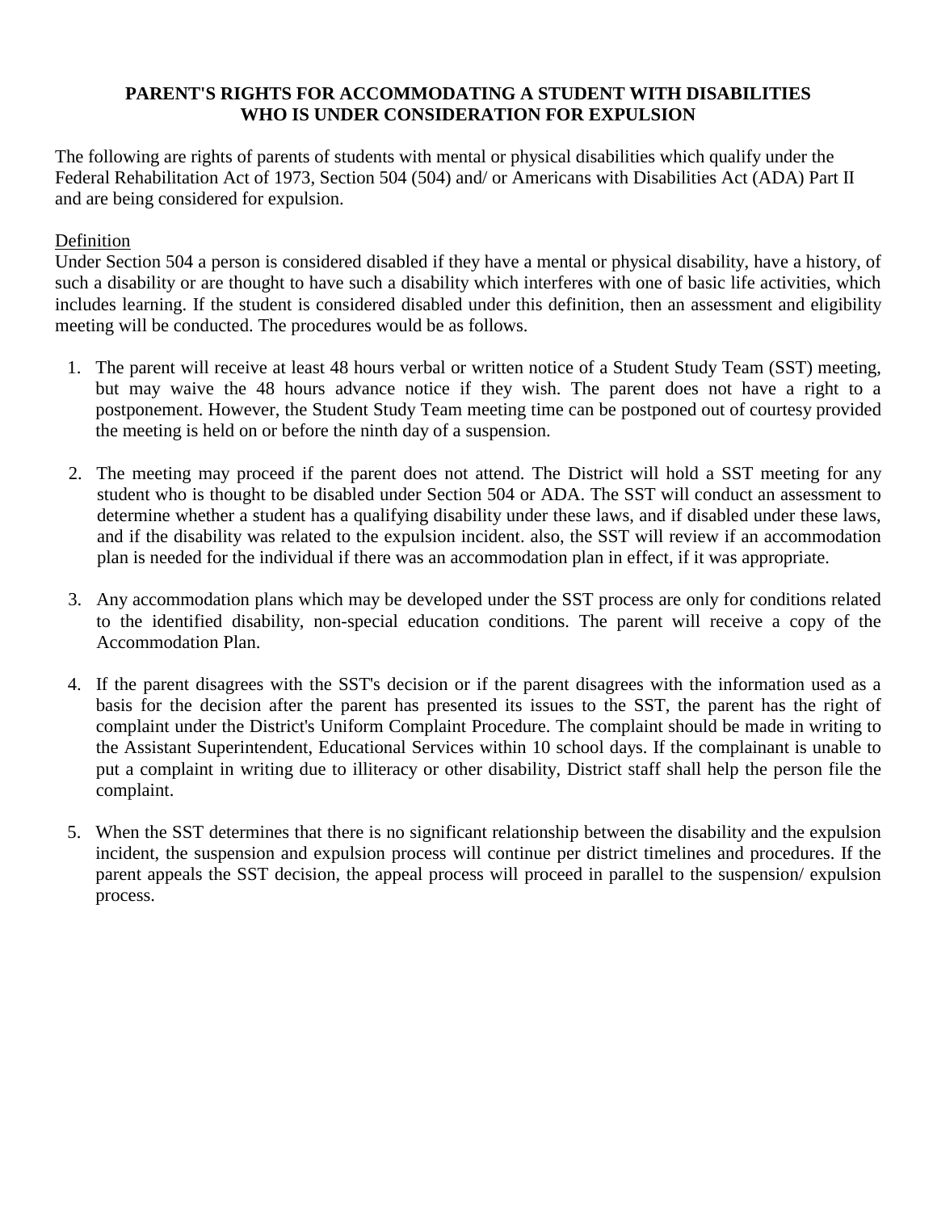# PARENT'S RIGHTS FOR ACCOMMODATING A STUDENT WITH DISABILITIES WHO IS UNDER CONSIDERATION FOR EXPULSION

The following are rights of parents of students with mental or physical disabilities which qualify under the Federal Rehabilitation Act of 1973, Section 504 (504) and/ or Americans with Disabilities Act (ADA) Part II and are being considered for expulsion.

<u>Definition</u>
Under Section 504 a person is considered disabled if they have a mental or physical disability, have a history, of such a disability or are thought to have such a disability which interferes with one of basic life activities, which includes learning. If the student is considered disabled under this definition, then an assessment and eligibility meeting will be conducted. The procedures would be as follows.

1. The parent will receive at least 48 hours verbal or written notice of a Student Study Team (SST) meeting, but may waive the 48 hours advance notice if they wish. The parent does not have a right to a postponement. However, the Student Study Team meeting time can be postponed out of courtesy provided the meeting is held on or before the ninth day of a suspension.

2. The meeting may proceed if the parent does not attend. The District will hold a SST meeting for any student who is thought to be disabled under Section 504 or ADA. The SST will conduct an assessment to determine whether a student has a qualifying disability under these laws, and if disabled under these laws, and if the disability was related to the expulsion incident. also, the SST will review if an accommodation plan is needed for the individual if there was an accommodation plan in effect, if it was appropriate.

3. Any accommodation plans which may be developed under the SST process are only for conditions related to the identified disability, non-special education conditions. The parent will receive a copy of the Accommodation Plan.

4. If the parent disagrees with the SST's decision or if the parent disagrees with the information used as a basis for the decision after the parent has presented its issues to the SST, the parent has the right of complaint under the District's Uniform Complaint Procedure. The complaint should be made in writing to the Assistant Superintendent, Educational Services within 10 school days. If the complainant is unable to put a complaint in writing due to illiteracy or other disability, District staff shall help the person file the complaint.

5. When the SST determines that there is no significant relationship between the disability and the expulsion incident, the suspension and expulsion process will continue per district timelines and procedures. If the parent appeals the SST decision, the appeal process will proceed in parallel to the suspension/ expulsion process.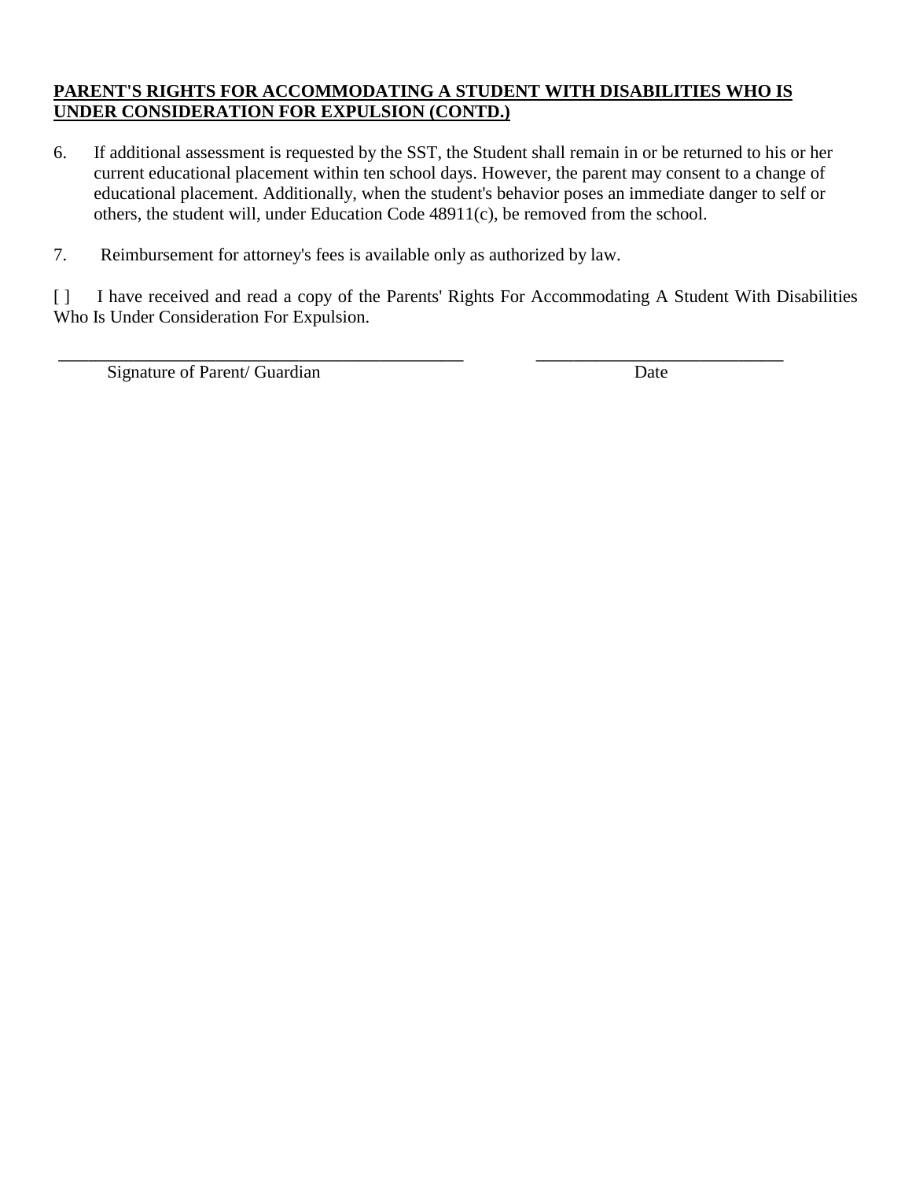**PARENT'S RIGHTS FOR ACCOMMODATING A STUDENT WITH DISABILITIES WHO IS UNDER CONSIDERATION FOR EXPULSION (CONTD.)**

6. If additional assessment is requested by the SST, the Student shall remain in or be returned to his or her current educational placement within ten school days. However, the parent may consent to a change of educational placement. Additionally, when the student's behavior poses an immediate danger to self or others, the student will, under Education Code 48911(c), be removed from the school.

7. Reimbursement for attorney's fees is available only as authorized by law.

[ ] I have received and read a copy of the Parents' Rights For Accommodating A Student With Disabilities Who Is Under Consideration For Expulsion.

_______________________________________________ ____________________________

Signature of Parent/ Guardian Date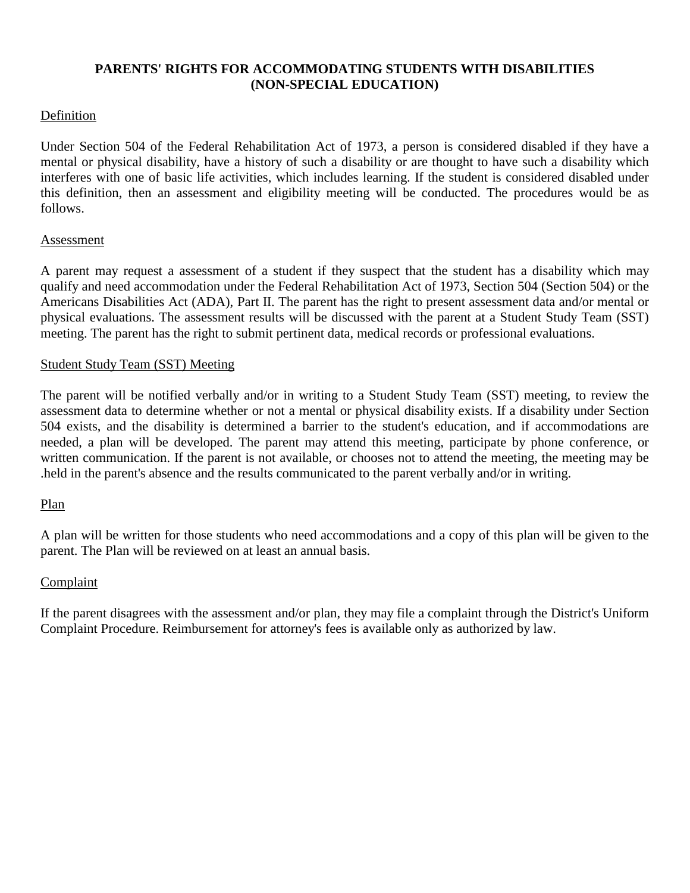# PARENTS' RIGHTS FOR ACCOMMODATING STUDENTS WITH DISABILITIES (NON-SPECIAL EDUCATION)

## Definition

Under Section 504 of the Federal Rehabilitation Act of 1973, a person is considered disabled if they have a mental or physical disability, have a history of such a disability or are thought to have such a disability which interferes with one of basic life activities, which includes learning. If the student is considered disabled under this definition, then an assessment and eligibility meeting will be conducted. The procedures would be as follows.

## Assessment

A parent may request a assessment of a student if they suspect that the student has a disability which may qualify and need accommodation under the Federal Rehabilitation Act of 1973, Section 504 (Section 504) or the Americans Disabilities Act (ADA), Part II. The parent has the right to present assessment data and/or mental or physical evaluations. The assessment results will be discussed with the parent at a Student Study Team (SST) meeting. The parent has the right to submit pertinent data, medical records or professional evaluations.

## Student Study Team (SST) Meeting

The parent will be notified verbally and/or in writing to a Student Study Team (SST) meeting, to review the assessment data to determine whether or not a mental or physical disability exists. If a disability under Section 504 exists, and the disability is determined a barrier to the student's education, and if accommodations are needed, a plan will be developed. The parent may attend this meeting, participate by phone conference, or written communication. If the parent is not available, or chooses not to attend the meeting, the meeting may be .held in the parent's absence and the results communicated to the parent verbally and/or in writing.

## Plan

A plan will be written for those students who need accommodations and a copy of this plan will be given to the parent. The Plan will be reviewed on at least an annual basis.

## Complaint

If the parent disagrees with the assessment and/or plan, they may file a complaint through the District's Uniform Complaint Procedure. Reimbursement for attorney's fees is available only as authorized by law.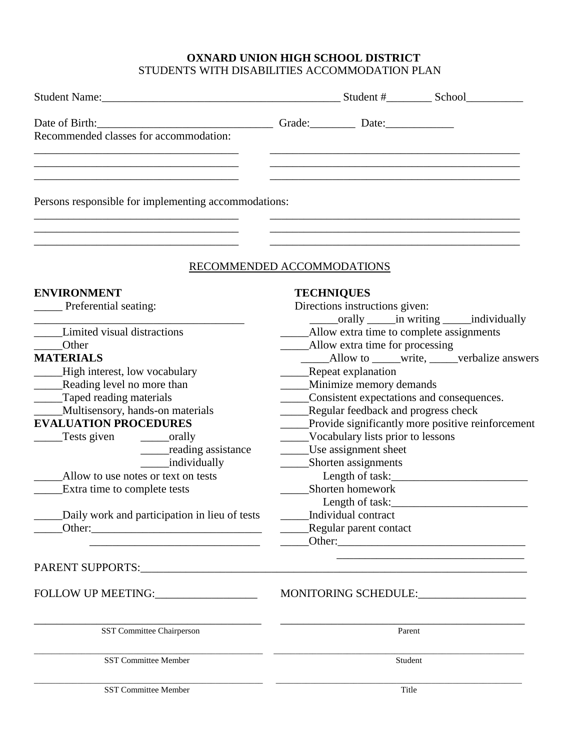**OXNARD UNION HIGH SCHOOL DISTRICT**
STUDENTS WITH DISABILITIES ACCOMMODATION PLAN

Student Name:_________________________________________ Student #________ School__________

Date of Birth:_______________________________ Grade:________ Date:____________

Recommended classes for accommodation:

____________________________________ ____________________________________________

____________________________________ ____________________________________________

____________________________________ ____________________________________________

Persons responsible for implementing accommodations:

____________________________________ ____________________________________________

____________________________________ ____________________________________________

____________________________________ ____________________________________________

RECOMMENDED ACCOMMODATIONS

**ENVIRONMENT**

_____ Preferential seating:
_____________________________________

_____Limited visual distractions

_____Other

**MATERIALS**

_____High interest, low vocabulary

_____Reading level no more than

_____Taped reading materials

_____Multisensory, hands-on materials

**EVALUATION PROCEDURES**

_____Tests given _____orally
_____reading assistance
_____individually

_____Allow to use notes or text on tests

_____Extra time to complete tests

_____Daily work and participation in lieu of tests

_____Other:______________________________
______________________________

**TECHNIQUES**

Directions instructions given:
_____orally _____in writing _____individually

_____Allow extra time to complete assignments

_____Allow extra time for processing

_____Allow to _____write, _____verbalize answers

_____Repeat explanation

_____Minimize memory demands

_____Consistent expectations and consequences.

_____Regular feedback and progress check

_____Provide significantly more positive reinforcement

_____Vocabulary lists prior to lessons

_____Use assignment sheet

_____Shorten assignments
Length of task:________________________

_____Shorten homework
Length of task:________________________

_____Individual contract

_____Regular parent contact

_____Other:_________________________________
_________________________________

PARENT SUPPORTS:_______________________________________________________________________

FOLLOW UP MEETING:__________________ MONITORING SCHEDULE:___________________

| | |
|---|---|
| ________________________________ | ________________________________ |
| SST Committee Chairperson | Parent |
| ________________________________ | ________________________________ |
| SST Committee Member | Student |
| ________________________________ | ________________________________ |
| SST Committee Member | Title |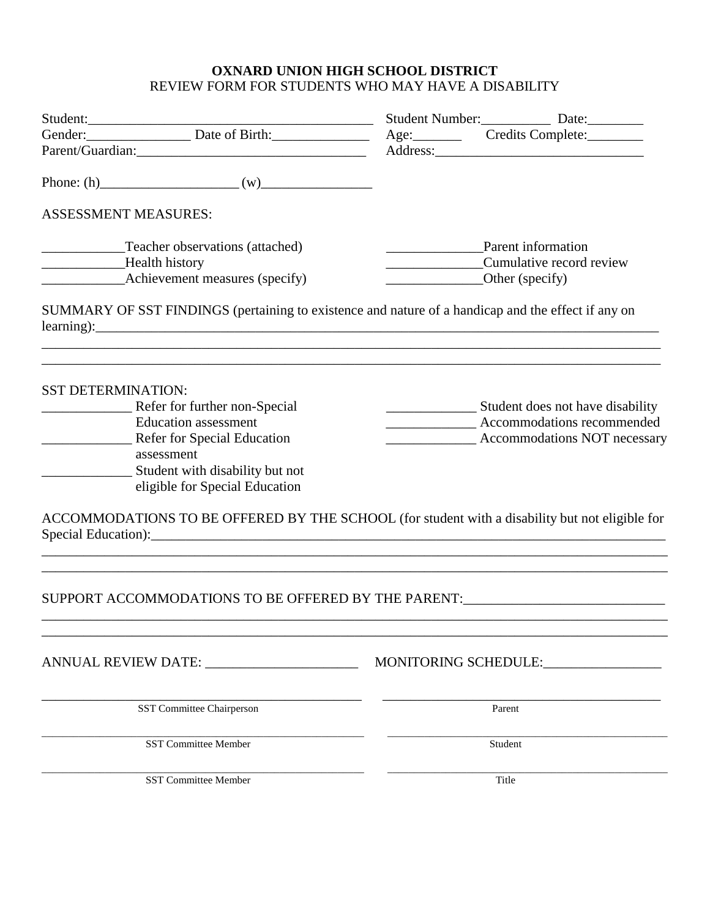**OXNARD UNION HIGH SCHOOL DISTRICT**

REVIEW FORM FOR STUDENTS WHO MAY HAVE A DISABILITY

Student:________________________________________ Student Number:__________ Date:________

Gender:_______________ Date of Birth:______________ Age:_______ Credits Complete:________

Parent/Guardian:_________________________________ Address:______________________________

Phone: (h)____________________ (w)________________

ASSESSMENT MEASURES:

____________Teacher observations (attached)

____________Health history

____________Achievement measures (specify)

______________Parent information

______________Cumulative record review

______________Other (specify)

SUMMARY OF SST FINDINGS (pertaining to existence and nature of a handicap and the effect if any on learning):_____________________________________________________________________________________

_____________________________________________________________________________________________

_____________________________________________________________________________________________

SST DETERMINATION:

_____________ Refer for further non-Special Education assessment

_____________ Refer for Special Education assessment

_____________ Student with disability but not eligible for Special Education

_____________ Student does not have disability

_____________ Accommodations recommended

_____________ Accommodations NOT necessary

ACCOMMODATIONS TO BE OFFERED BY THE SCHOOL (for student with a disability but not eligible for Special Education):_____________________________________________________________________________

_____________________________________________________________________________________________

_____________________________________________________________________________________________

SUPPORT ACCOMMODATIONS TO BE OFFERED BY THE PARENT:____________________________

_____________________________________________________________________________________________

_____________________________________________________________________________________________

ANNUAL REVIEW DATE: ______________________ MONITORING SCHEDULE:_________________

| | |
|---|---|
| ________________________________ | ________________________________ |
| SST Committee Chairperson | Parent |
| ________________________________ | ________________________________ |
| SST Committee Member | Student |
| ________________________________ | ________________________________ |
| SST Committee Member | Title |